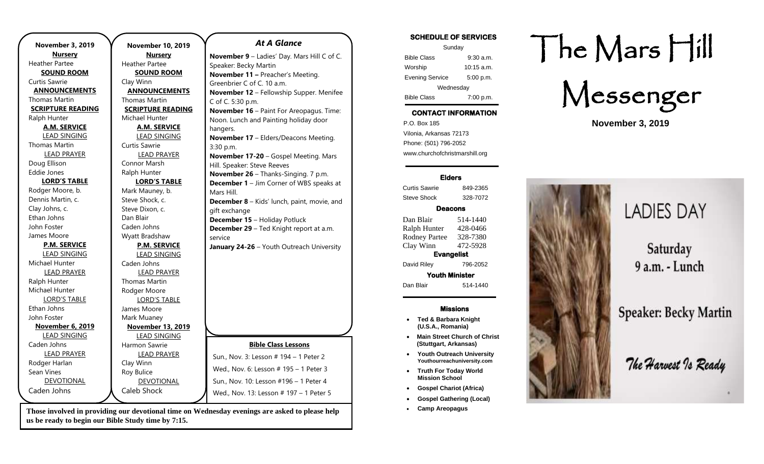**November 3, 2019**

**Nursery**
Heather Partee

**SOUND ROOM**
Curtis Sawrie

**ANNOUNCEMENTS**
Thomas Martin

**SCRIPTURE READING**
Ralph Hunter

**A.M. SERVICE**

LEAD SINGING
Thomas Martin

LEAD PRAYER
Doug Ellison
Eddie Jones

**LORD'S TABLE**
Rodger Moore, b.
Dennis Martin, c.
Clay Johns, c.
Ethan Johns
John Foster
James Moore

**P.M. SERVICE**

LEAD SINGING
Michael Hunter

LEAD PRAYER
Ralph Hunter
Michael Hunter

LORD'S TABLE
Ethan Johns
John Foster

**November 6, 2019**

LEAD SINGING
Caden Johns

LEAD PRAYER
Rodger Harlan
Sean Vines

DEVOTIONAL
Caden Johns

**November 10, 2019**

**Nursery**
Heather Partee

**SOUND ROOM**
Clay Winn

**ANNOUNCEMENTS**
Thomas Martin

**SCRIPTURE READING**
Michael Hunter

**A.M. SERVICE**

LEAD SINGING
Curtis Sawrie

LEAD PRAYER
Connor Marsh
Ralph Hunter

**LORD'S TABLE**
Mark Mauney, b.
Steve Shock, c.
Steve Dixon, c.
Dan Blair
Caden Johns
Wyatt Bradshaw

**P.M. SERVICE**

LEAD SINGING
Caden Johns

LEAD PRAYER
Thomas Martin
Rodger Moore

LORD'S TABLE
James Moore
Mark Muaney

**November 13, 2019**

LEAD SINGING
Harmon Sawrie

LEAD PRAYER
Clay Winn
Roy Bulice

DEVOTIONAL
Caleb Shock

## *At A Glance*

**November 9** – Ladies' Day. Mars Hill C of C. Speaker: Becky Martin
**November 11 –** Preacher's Meeting. Greenbrier C of C. 10 a.m.
**November 12** – Fellowship Supper. Menifee C of C. 5:30 p.m.
**November 16** – Paint For Areopagus. Time: Noon. Lunch and Painting holiday door hangers.
**November 17** – Elders/Deacons Meeting. 3:30 p.m.
**November 17-20** – Gospel Meeting. Mars Hill. Speaker: Steve Reeves
**November 26** – Thanks-Singing. 7 p.m.
**December 1** – Jim Corner of WBS speaks at Mars Hill.
**December 8** – Kids' lunch, paint, movie, and gift exchange
**December 15** – Holiday Potluck
**December 29** – Ted Knight report at a.m. service
**January 24-26** – Youth Outreach University

**Bible Class Lessons**

Sun., Nov. 3: Lesson # 194 – 1 Peter 2
Wed., Nov. 6: Lesson # 195 – 1 Peter 3
Sun., Nov. 10: Lesson #196 – 1 Peter 4
Wed., Nov. 13: Lesson # 197 – 1 Peter 5

**Those involved in providing our devotional time on Wednesday evenings are asked to please help us be ready to begin our Bible Study time by 7:15.**

**SCHEDULE OF SERVICES**

| Sunday | |
|---|---|
| Bible Class | 9:30 a.m. |
| Worship | 10:15 a.m. |
| Evening Service | 5:00 p.m. |
| Wednesday | |
| Bible Class | 7:00 p.m. |

**CONTACT INFORMATION**

P.O. Box 185
Vilonia, Arkansas 72173
Phone: (501) 796-2052
www.churchofchristmarshill.org

**Elders**

| | |
|---|---|
| Curtis Sawrie | 849-2365 |
| Steve Shock | 328-7072 |

**Deacons**

| | |
|---|---|
| Dan Blair | 514-1440 |
| Ralph Hunter | 428-0466 |
| Rodney Partee | 328-7380 |
| Clay Winn | 472-5928 |

**Evangelist**

| | |
|---|---|
| David Riley | 796-2052 |

**Youth Minister**

| | |
|---|---|
| Dan Blair | 514-1440 |

**Missions**

- **Ted & Barbara Knight (U.S.A., Romania)**
- **Main Street Church of Christ (Stuttgart, Arkansas)**
- **Youth Outreach University** Youthourreachuniversity.com
- **Truth For Today World Mission School**
- **Gospel Chariot (Africa)**
- **Gospel Gathering (Local)**
- **Camp Areopagus**

# The Mars Hill Messenger

**November 3, 2019**

LADIES DAY

Saturday
9 a.m. - Lunch

Speaker: Becky Martin

*The Harvest Is Ready*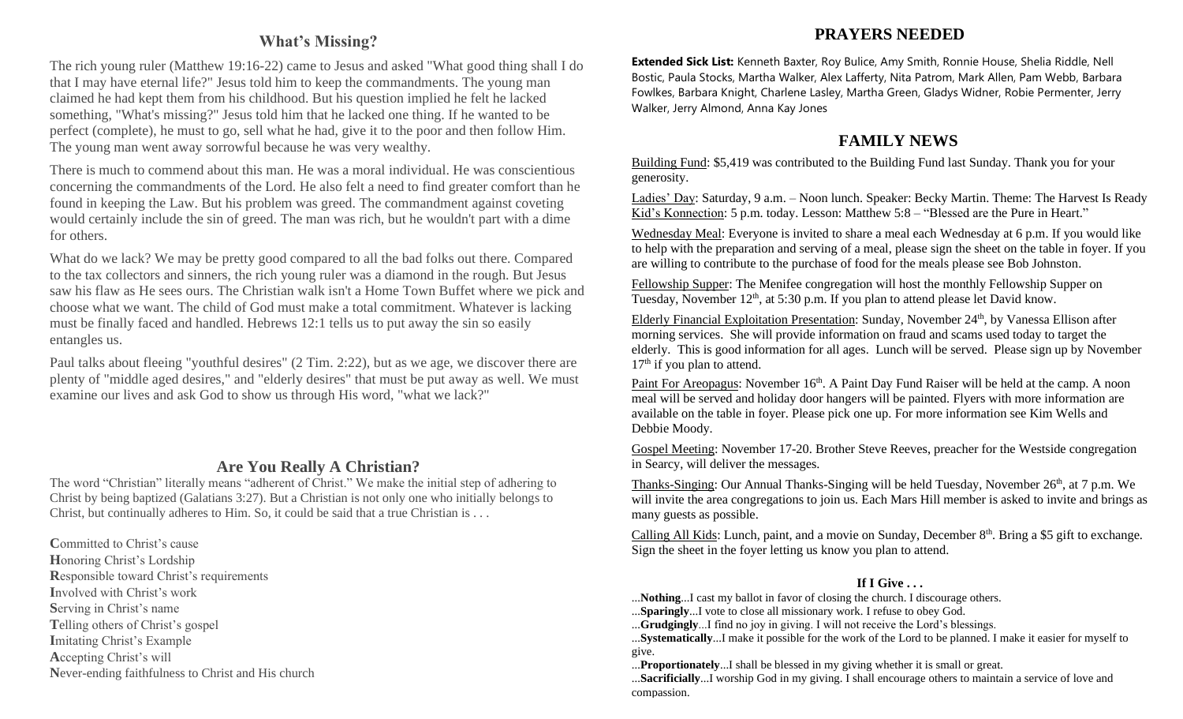## What's Missing?

The rich young ruler (Matthew 19:16-22) came to Jesus and asked "What good thing shall I do that I may have eternal life?" Jesus told him to keep the commandments. The young man claimed he had kept them from his childhood. But his question implied he felt he lacked something, "What's missing?" Jesus told him that he lacked one thing. If he wanted to be perfect (complete), he must to go, sell what he had, give it to the poor and then follow Him. The young man went away sorrowful because he was very wealthy.

There is much to commend about this man. He was a moral individual. He was conscientious concerning the commandments of the Lord. He also felt a need to find greater comfort than he found in keeping the Law. But his problem was greed. The commandment against coveting would certainly include the sin of greed. The man was rich, but he wouldn't part with a dime for others.

What do we lack? We may be pretty good compared to all the bad folks out there. Compared to the tax collectors and sinners, the rich young ruler was a diamond in the rough. But Jesus saw his flaw as He sees ours. The Christian walk isn't a Home Town Buffet where we pick and choose what we want. The child of God must make a total commitment. Whatever is lacking must be finally faced and handled. Hebrews 12:1 tells us to put away the sin so easily entangles us.

Paul talks about fleeing "youthful desires" (2 Tim. 2:22), but as we age, we discover there are plenty of "middle aged desires," and "elderly desires" that must be put away as well. We must examine our lives and ask God to show us through His word, "what we lack?"

## Are You Really A Christian?

The word "Christian" literally means "adherent of Christ." We make the initial step of adhering to Christ by being baptized (Galatians 3:27). But a Christian is not only one who initially belongs to Christ, but continually adheres to Him. So, it could be said that a true Christian is . . .

**C**ommitted to Christ's cause
**H**onoring Christ's Lordship
**R**esponsible toward Christ's requirements
**I**nvolved with Christ's work
**S**erving in Christ's name
**T**elling others of Christ's gospel
**I**mitating Christ's Example
**A**ccepting Christ's will
**N**ever-ending faithfulness to Christ and His church

## PRAYERS NEEDED

**Extended Sick List:** Kenneth Baxter, Roy Bulice, Amy Smith, Ronnie House, Shelia Riddle, Nell Bostic, Paula Stocks, Martha Walker, Alex Lafferty, Nita Patrom, Mark Allen, Pam Webb, Barbara Fowlkes, Barbara Knight, Charlene Lasley, Martha Green, Gladys Widner, Robie Permenter, Jerry Walker, Jerry Almond, Anna Kay Jones

## FAMILY NEWS

Building Fund: $5,419 was contributed to the Building Fund last Sunday. Thank you for your generosity.

Ladies' Day: Saturday, 9 a.m. – Noon lunch. Speaker: Becky Martin. Theme: The Harvest Is Ready
Kid's Konnection: 5 p.m. today. Lesson: Matthew 5:8 – "Blessed are the Pure in Heart."

Wednesday Meal: Everyone is invited to share a meal each Wednesday at 6 p.m. If you would like to help with the preparation and serving of a meal, please sign the sheet on the table in foyer. If you are willing to contribute to the purchase of food for the meals please see Bob Johnston.

Fellowship Supper: The Menifee congregation will host the monthly Fellowship Supper on Tuesday, November 12th, at 5:30 p.m. If you plan to attend please let David know.

Elderly Financial Exploitation Presentation: Sunday, November 24th, by Vanessa Ellison after morning services. She will provide information on fraud and scams used today to target the elderly. This is good information for all ages. Lunch will be served. Please sign up by November 17th if you plan to attend.

Paint For Areopagus: November 16th. A Paint Day Fund Raiser will be held at the camp. A noon meal will be served and holiday door hangers will be painted. Flyers with more information are available on the table in foyer. Please pick one up. For more information see Kim Wells and Debbie Moody.

Gospel Meeting: November 17-20. Brother Steve Reeves, preacher for the Westside congregation in Searcy, will deliver the messages.

Thanks-Singing: Our Annual Thanks-Singing will be held Tuesday, November 26th, at 7 p.m. We will invite the area congregations to join us. Each Mars Hill member is asked to invite and brings as many guests as possible.

Calling All Kids: Lunch, paint, and a movie on Sunday, December 8th. Bring a $5 gift to exchange. Sign the sheet in the foyer letting us know you plan to attend.

### If I Give . . .

...**Nothing**...I cast my ballot in favor of closing the church. I discourage others.
...**Sparingly**...I vote to close all missionary work. I refuse to obey God.
...**Grudgingly**...I find no joy in giving. I will not receive the Lord's blessings.
...**Systematically**...I make it possible for the work of the Lord to be planned. I make it easier for myself to give.
...**Proportionately**...I shall be blessed in my giving whether it is small or great.
...**Sacrificially**...I worship God in my giving. I shall encourage others to maintain a service of love and compassion.